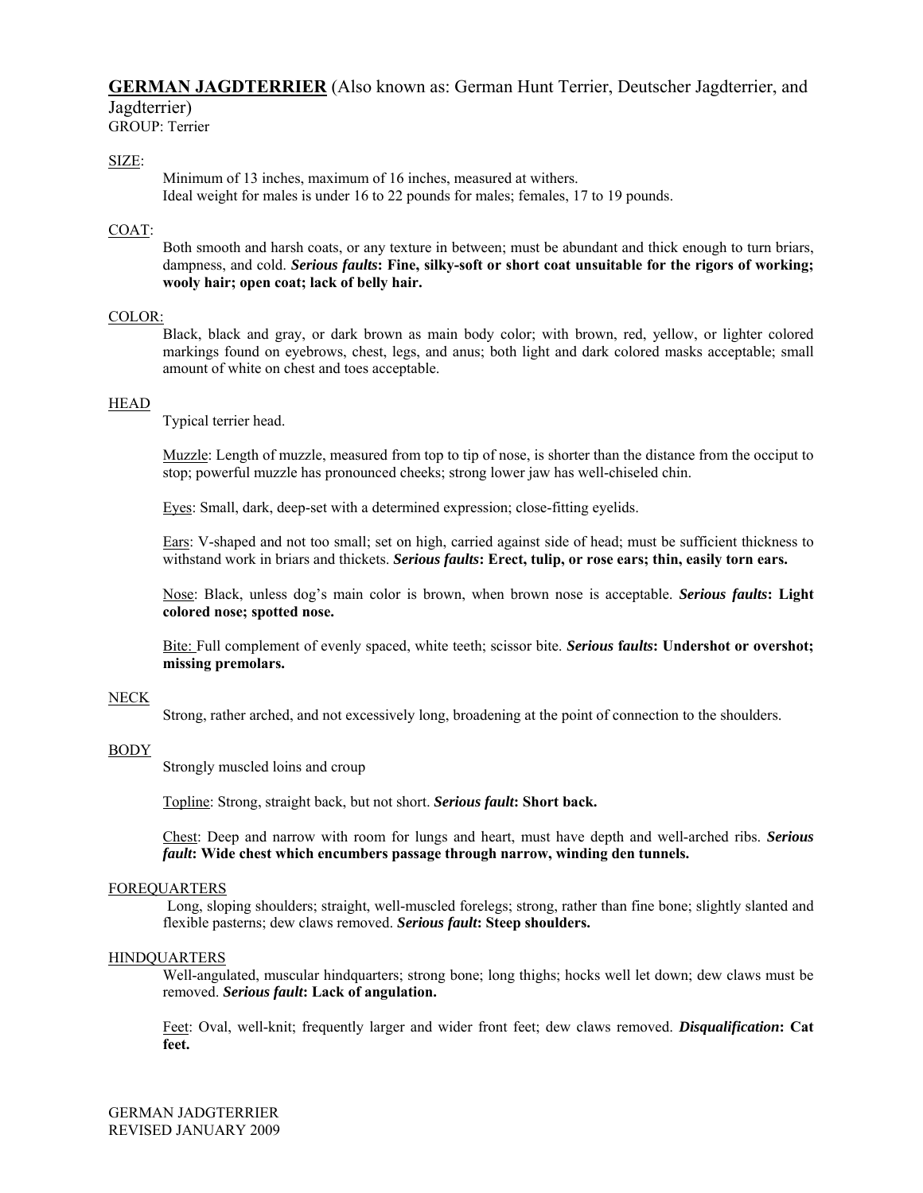# GERMAN JAGDTERRIER (Also known as: German Hunt Terrier, Deutscher Jagdterrier, and Jagdterrier)

GROUP: Terrier

## SIZE:

Minimum of 13 inches, maximum of 16 inches, measured at withers.
Ideal weight for males is under 16 to 22 pounds for males; females, 17 to 19 pounds.

## COAT:

Both smooth and harsh coats, or any texture in between; must be abundant and thick enough to turn briars, dampness, and cold. ***Serious faults*: Fine, silky-soft or short coat unsuitable for the rigors of working; wooly hair; open coat; lack of belly hair.**

## COLOR:

Black, black and gray, or dark brown as main body color; with brown, red, yellow, or lighter colored markings found on eyebrows, chest, legs, and anus; both light and dark colored masks acceptable; small amount of white on chest and toes acceptable.

## HEAD

Typical terrier head.

Muzzle: Length of muzzle, measured from top to tip of nose, is shorter than the distance from the occiput to stop; powerful muzzle has pronounced cheeks; strong lower jaw has well-chiseled chin.

Eyes: Small, dark, deep-set with a determined expression; close-fitting eyelids.

Ears: V-shaped and not too small; set on high, carried against side of head; must be sufficient thickness to withstand work in briars and thickets. ***Serious faults*: Erect, tulip, or rose ears; thin, easily torn ears.**

Nose: Black, unless dog's main color is brown, when brown nose is acceptable. ***Serious faults*: Light colored nose; spotted nose.**

Bite: Full complement of evenly spaced, white teeth; scissor bite. ***Serious faults*: Undershot or overshot; missing premolars.**

## NECK

Strong, rather arched, and not excessively long, broadening at the point of connection to the shoulders.

## BODY

Strongly muscled loins and croup

Topline: Strong, straight back, but not short. ***Serious fault*: Short back.**

Chest: Deep and narrow with room for lungs and heart, must have depth and well-arched ribs. ***Serious fault*: Wide chest which encumbers passage through narrow, winding den tunnels.**

## FOREQUARTERS

Long, sloping shoulders; straight, well-muscled forelegs; strong, rather than fine bone; slightly slanted and flexible pasterns; dew claws removed. ***Serious fault*: Steep shoulders.**

## HINDQUARTERS

Well-angulated, muscular hindquarters; strong bone; long thighs; hocks well let down; dew claws must be removed. ***Serious fault*: Lack of angulation.**

Feet: Oval, well-knit; frequently larger and wider front feet; dew claws removed. ***Disqualification*: Cat feet.**

GERMAN JADGTERRIER
REVISED JANUARY 2009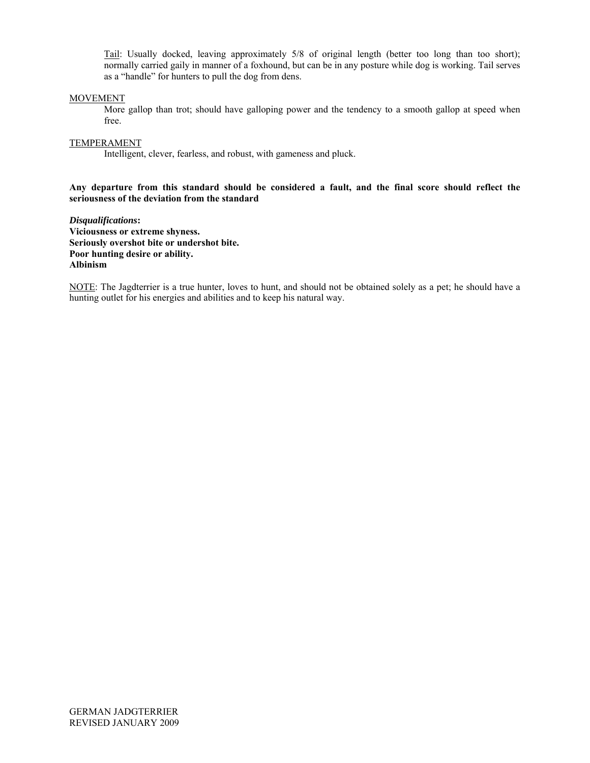Tail: Usually docked, leaving approximately 5/8 of original length (better too long than too short); normally carried gaily in manner of a foxhound, but can be in any posture while dog is working. Tail serves as a "handle" for hunters to pull the dog from dens.

## MOVEMENT

More gallop than trot; should have galloping power and the tendency to a smooth gallop at speed when free.

## TEMPERAMENT

Intelligent, clever, fearless, and robust, with gameness and pluck.

**Any departure from this standard should be considered a fault, and the final score should reflect the seriousness of the deviation from the standard**

***Disqualifications*:**
**Viciousness or extreme shyness.**
**Seriously overshot bite or undershot bite.**
**Poor hunting desire or ability.**
**Albinism**

NOTE: The Jagdterrier is a true hunter, loves to hunt, and should not be obtained solely as a pet; he should have a hunting outlet for his energies and abilities and to keep his natural way.